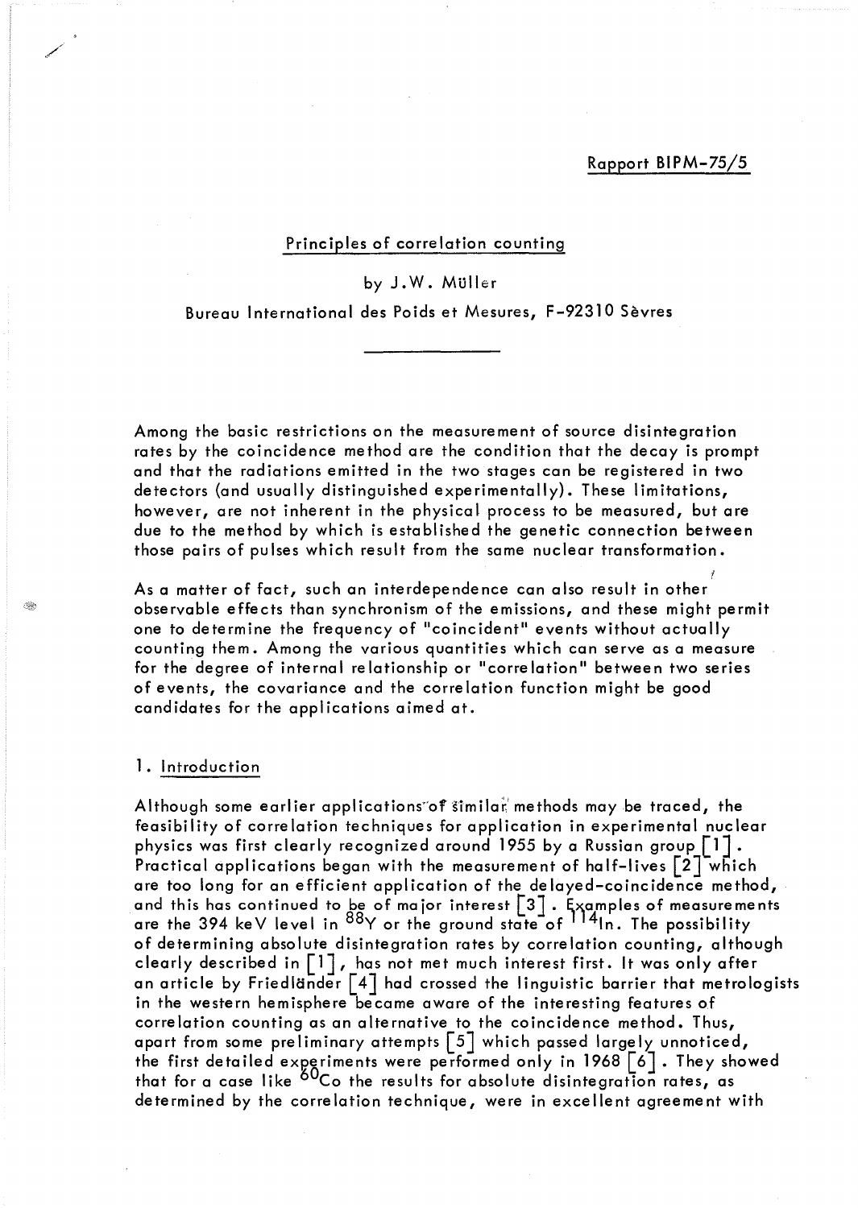Rapport BIPM-75/5

# Principles of correlation counting

by J.W. Müller

Bureau International des Poids et Mesures, F-92310 Sèvres

Among the basic restrictions on the measurement of source disintegration rates by the coincidence method are the condition that the decay is prompt and that the radiations emitted in the two stages can be registered in two detectors (and usually distinguished experimentally). These limitations, however, are not inherent in the physical process to be measured, but are due to the method by which is established the genetic connection between those pairs of pulses which result from the same nuclear transformation.

As a matter of fact, such an interdependence can also result in other observable effects than synchronism of the emissions, and these might permit one to determine the frequency of "coincident" events without actually counting them. Among the various quantities which can serve as a measure for the degree of internal relationship or "correlation" between two series of events, the covariance and the correlation function might be good candidates for the applications aimed at.

## 1. Introduction

Although some earlier applications of similar methods may be traced, the feasibility of correlation techniques for application in experimental nuclear physics was first clearly recognized around 1955 by a Russian group [1]. Practical applications began with the measurement of half-lives [2] which are too long for an efficient application of the delayed-coincidence method, and this has continued to be of major interest [3]. Examples of measurements are the 394 keV level in $^{88}$Y or the ground state of $^{114}$In. The possibility of determining absolute disintegration rates by correlation counting, although clearly described in [1], has not met much interest first. It was only after an article by Friedländer [4] had crossed the linguistic barrier that metrologists in the western hemisphere became aware of the interesting features of correlation counting as an alternative to the coincidence method. Thus, apart from some preliminary attempts [5] which passed largely unnoticed, the first detailed experiments were performed only in 1968 [6]. They showed that for a case like $^{60}$Co the results for absolute disintegration rates, as determined by the correlation technique, were in excellent agreement with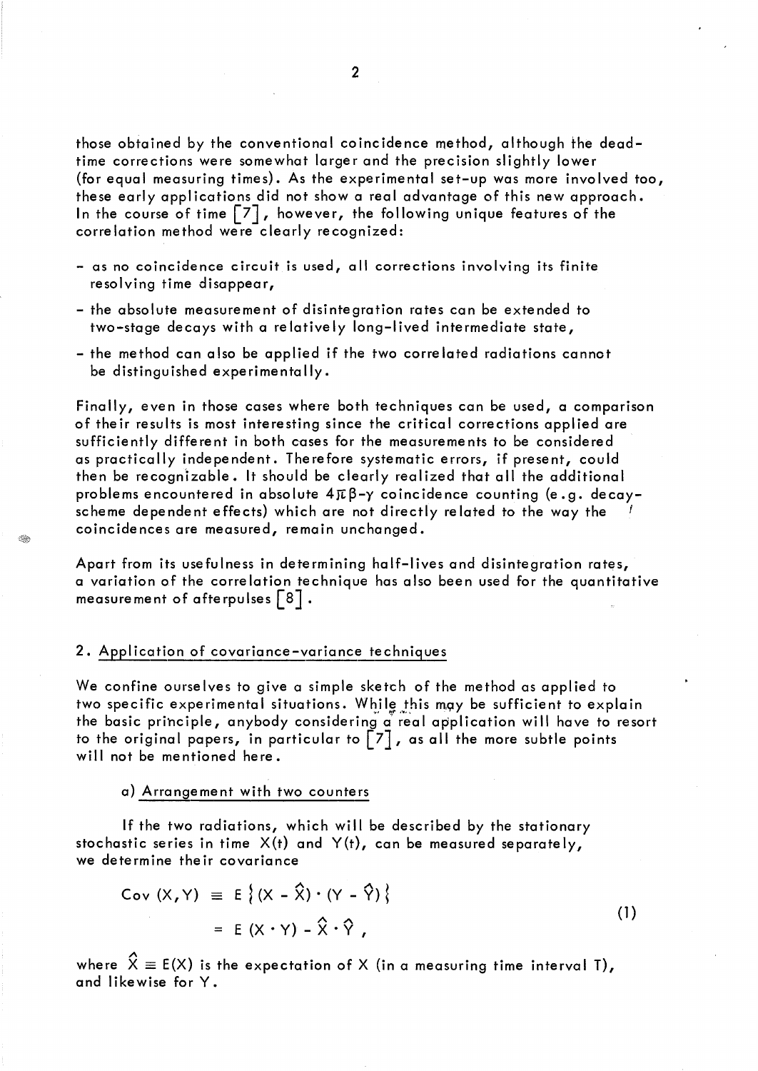those obtained by the conventional coincidence method, although the dead-time corrections were somewhat larger and the precision slightly lower (for equal measuring times). As the experimental set-up was more involved too, these early applications did not show a real advantage of this new approach. In the course of time [7], however, the following unique features of the correlation method were clearly recognized:

- as no coincidence circuit is used, all corrections involving its finite resolving time disappear,
- the absolute measurement of disintegration rates can be extended to two-stage decays with a relatively long-lived intermediate state,
- the method can also be applied if the two correlated radiations cannot be distinguished experimentally.

Finally, even in those cases where both techniques can be used, a comparison of their results is most interesting since the critical corrections applied are sufficiently different in both cases for the measurements to be considered as practically independent. Therefore systematic errors, if present, could then be recognizable. It should be clearly realized that all the additional problems encountered in absolute $4\pi\beta$-$\gamma$ coincidence counting (e.g. decay-scheme dependent effects) which are not directly related to the way the coincidences are measured, remain unchanged.

Apart from its usefulness in determining half-lives and disintegration rates, a variation of the correlation technique has also been used for the quantitative measurement of afterpulses [8].

## 2. Application of covariance-variance techniques

We confine ourselves to give a simple sketch of the method as applied to two specific experimental situations. While this may be sufficient to explain the basic principle, anybody considering a real application will have to resort to the original papers, in particular to [7], as all the more subtle points will not be mentioned here.

### a) Arrangement with two counters

If the two radiations, which will be described by the stationary stochastic series in time $X(t)$ and $Y(t)$, can be measured separately, we determine their covariance

$$
\begin{aligned}
\mathrm{Cov}\,(X,Y) &\equiv E\left\{(X-\hat{X})\cdot(Y-\hat{Y})\right\} \\
&= E\,(X\cdot Y) - \hat{X}\cdot\hat{Y}\,,
\end{aligned}
\tag{1}
$$

where $\hat{X} \equiv E(X)$ is the expectation of $X$ (in a measuring time interval $T$), and likewise for $Y$.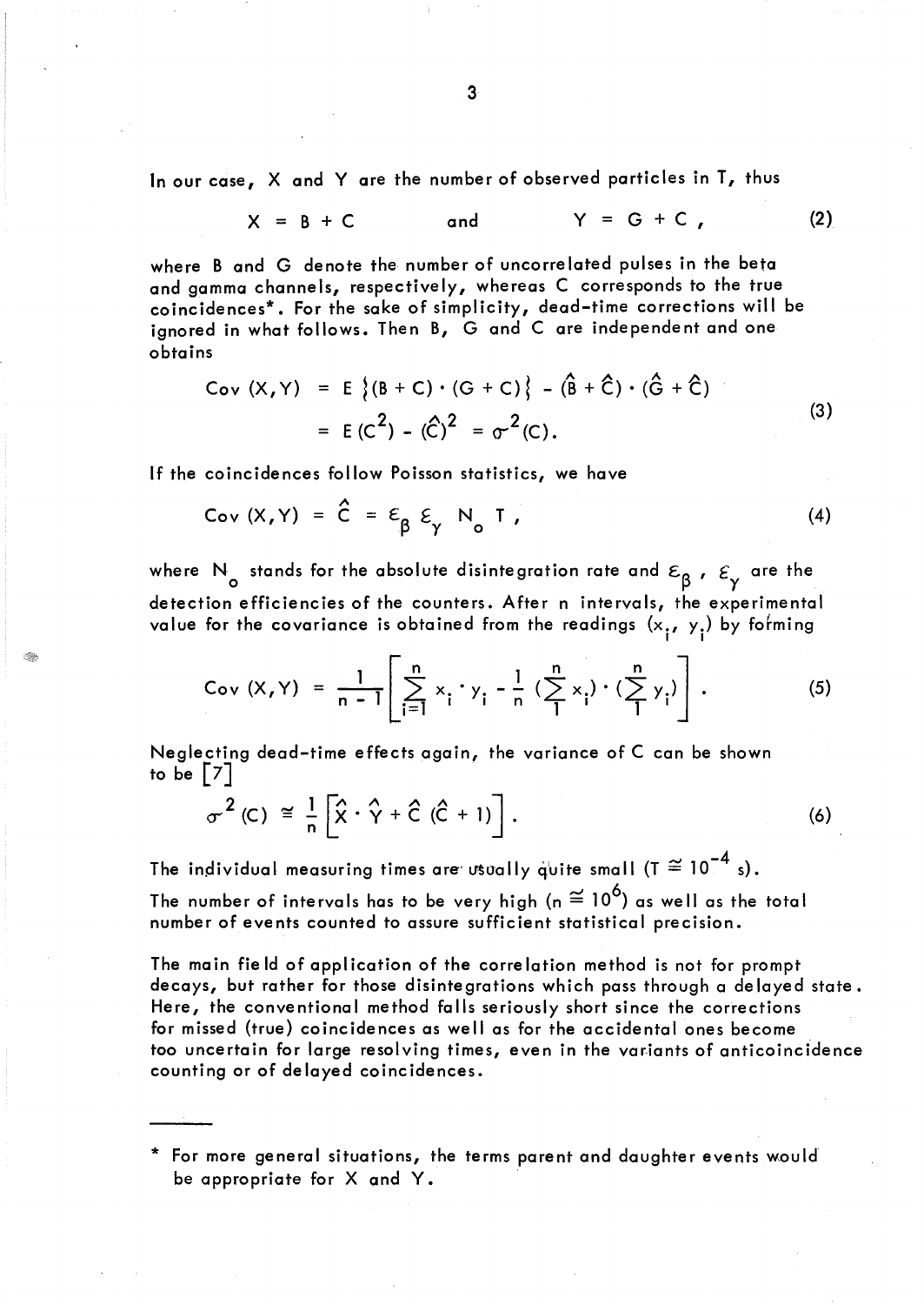In our case, X and Y are the number of observed particles in T, thus

$$X = B + C \qquad \text{and} \qquad Y = G + C , \tag{2}$$

where B and G denote the number of uncorrelated pulses in the beta and gamma channels, respectively, whereas C corresponds to the true coincidences*. For the sake of simplicity, dead-time corrections will be ignored in what follows. Then B, G and C are independent and one obtains

$$\begin{aligned} \mathrm{Cov}\,(X,Y) &= E\,\{(B + C)\cdot(G + C)\} - (\hat{B} + \hat{C})\cdot(\hat{G} + \hat{C}) \\ &= E\,(C^2) - (\hat{C})^2 = \sigma^2(C). \end{aligned} \tag{3}$$

If the coincidences follow Poisson statistics, we have

$$\mathrm{Cov}\,(X,Y) = \hat{C} = \varepsilon_\beta\,\varepsilon_\gamma\,N_o\,T , \tag{4}$$

where $N_o$ stands for the absolute disintegration rate and $\varepsilon_\beta$ , $\varepsilon_\gamma$ are the detection efficiencies of the counters. After n intervals, the experimental value for the covariance is obtained from the readings $(x_i, y_i)$ by forming

$$\mathrm{Cov}\,(X,Y) = \frac{1}{n-1}\left[\sum_{i=1}^{n} x_i \cdot y_i - \frac{1}{n}\,(\sum_{1}^{n} x_i)\cdot(\sum_{1}^{n} y_i)\right] . \tag{5}$$

Neglecting dead-time effects again, the variance of C can be shown to be [7]

$$\sigma^2\,(C) \cong \frac{1}{n}\left[\hat{X}\cdot\hat{Y} + \hat{C}\,(\hat{C} + 1)\right] . \tag{6}$$

The individual measuring times are usually quite small ($T \cong 10^{-4}$ s). The number of intervals has to be very high ($n \cong 10^6$) as well as the total number of events counted to assure sufficient statistical precision.

The main field of application of the correlation method is not for prompt decays, but rather for those disintegrations which pass through a delayed state. Here, the conventional method falls seriously short since the corrections for missed (true) coincidences as well as for the accidental ones become too uncertain for large resolving times, even in the variants of anticoincidence counting or of delayed coincidences.

---

\* For more general situations, the terms parent and daughter events would be appropriate for X and Y.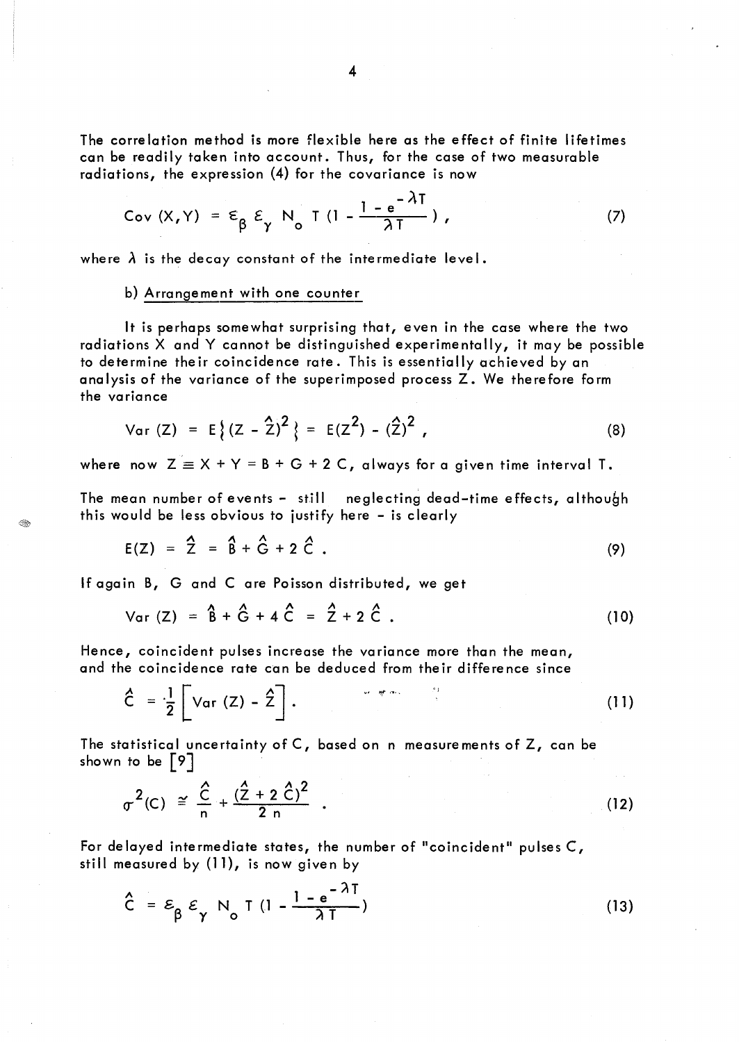The correlation method is more flexible here as the effect of finite lifetimes can be readily taken into account. Thus, for the case of two measurable radiations, the expression (4) for the covariance is now

$$\text{Cov}(X,Y) = \varepsilon_\beta \, \varepsilon_\gamma \, N_o \, T \left(1 - \frac{1 - e^{-\lambda T}}{\lambda T}\right), \tag{7}$$

where $\lambda$ is the decay constant of the intermediate level.

b) Arrangement with one counter

It is perhaps somewhat surprising that, even in the case where the two radiations X and Y cannot be distinguished experimentally, it may be possible to determine their coincidence rate. This is essentially achieved by an analysis of the variance of the superimposed process Z. We therefore form the variance

$$\text{Var}(Z) = E\{(Z - \hat{Z})^2\} = E(Z^2) - (\hat{Z})^2, \tag{8}$$

where now $Z \equiv X + Y = B + G + 2\,C$, always for a given time interval T.

The mean number of events – still neglecting dead-time effects, although this would be less obvious to justify here – is clearly

$$E(Z) = \hat{Z} = \hat{B} + \hat{G} + 2\,\hat{C}. \tag{9}$$

If again B, G and C are Poisson distributed, we get

$$\text{Var}(Z) = \hat{B} + \hat{G} + 4\,\hat{C} = \hat{Z} + 2\,\hat{C}. \tag{10}$$

Hence, coincident pulses increase the variance more than the mean, and the coincidence rate can be deduced from their difference since

$$\hat{C} = \frac{1}{2}\left[\text{Var}(Z) - \hat{Z}\right]. \tag{11}$$

The statistical uncertainty of C, based on n measurements of Z, can be shown to be [9]

$$\sigma^2(C) \cong \frac{\hat{C}}{n} + \frac{(\hat{Z} + 2\,\hat{C})^2}{2\,n}. \tag{12}$$

For delayed intermediate states, the number of "coincident" pulses C, still measured by (11), is now given by

$$\hat{C} = \varepsilon_\beta \, \varepsilon_\gamma \, N_o \, T \left(1 - \frac{1 - e^{-\lambda T}}{\lambda T}\right) \tag{13}$$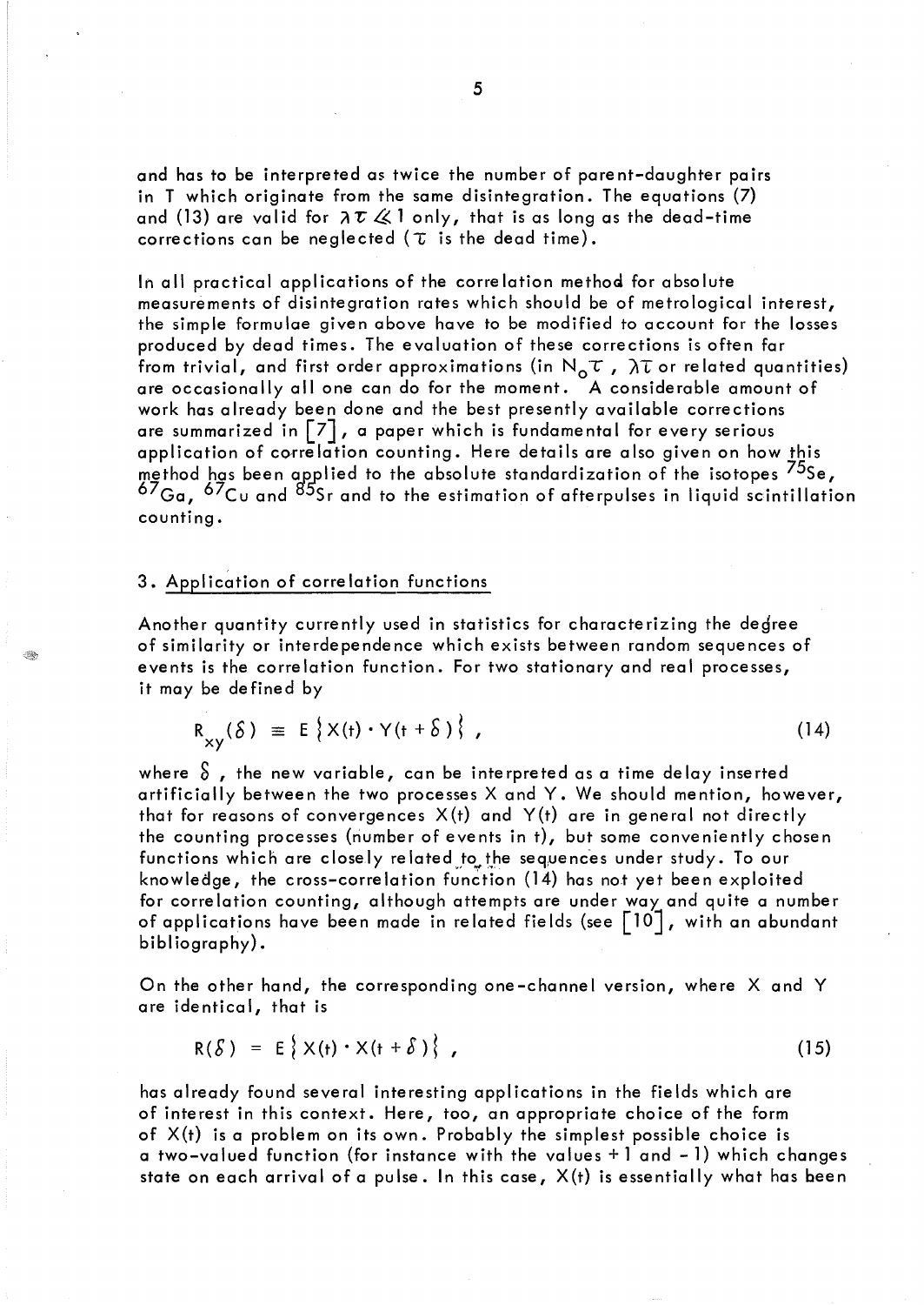and has to be interpreted as twice the number of parent-daughter pairs in T which originate from the same disintegration. The equations (7) and (13) are valid for $\lambda\tau \ll 1$ only, that is as long as the dead-time corrections can be neglected ($\tau$ is the dead time).

In all practical applications of the correlation method for absolute measurements of disintegration rates which should be of metrological interest, the simple formulae given above have to be modified to account for the losses produced by dead times. The evaluation of these corrections is often far from trivial, and first order approximations (in $N_0\tau$, $\lambda\tau$ or related quantities) are occasionally all one can do for the moment. A considerable amount of work has already been done and the best presently available corrections are summarized in [7], a paper which is fundamental for every serious application of correlation counting. Here details are also given on how this method has been applied to the absolute standardization of the isotopes $^{75}$Se, $^{67}$Ga, $^{67}$Cu and $^{85}$Sr and to the estimation of afterpulses in liquid scintillation counting.

## 3. Application of correlation functions

Another quantity currently used in statistics for characterizing the degree of similarity or interdependence which exists between random sequences of events is the correlation function. For two stationary and real processes, it may be defined by

$$R_{xy}(\delta) \equiv E\{X(t) \cdot Y(t+\delta)\}, \tag{14}$$

where $\delta$, the new variable, can be interpreted as a time delay inserted artificially between the two processes X and Y. We should mention, however, that for reasons of convergences X(t) and Y(t) are in general not directly the counting processes (number of events in t), but some conveniently chosen functions which are closely related to the sequences under study. To our knowledge, the cross-correlation function (14) has not yet been exploited for correlation counting, although attempts are under way and quite a number of applications have been made in related fields (see [10], with an abundant bibliography).

On the other hand, the corresponding one-channel version, where X and Y are identical, that is

$$R(\delta) = E\{X(t) \cdot X(t+\delta)\}, \tag{15}$$

has already found several interesting applications in the fields which are of interest in this context. Here, too, an appropriate choice of the form of X(t) is a problem on its own. Probably the simplest possible choice is a two-valued function (for instance with the values +1 and −1) which changes state on each arrival of a pulse. In this case, X(t) is essentially what has been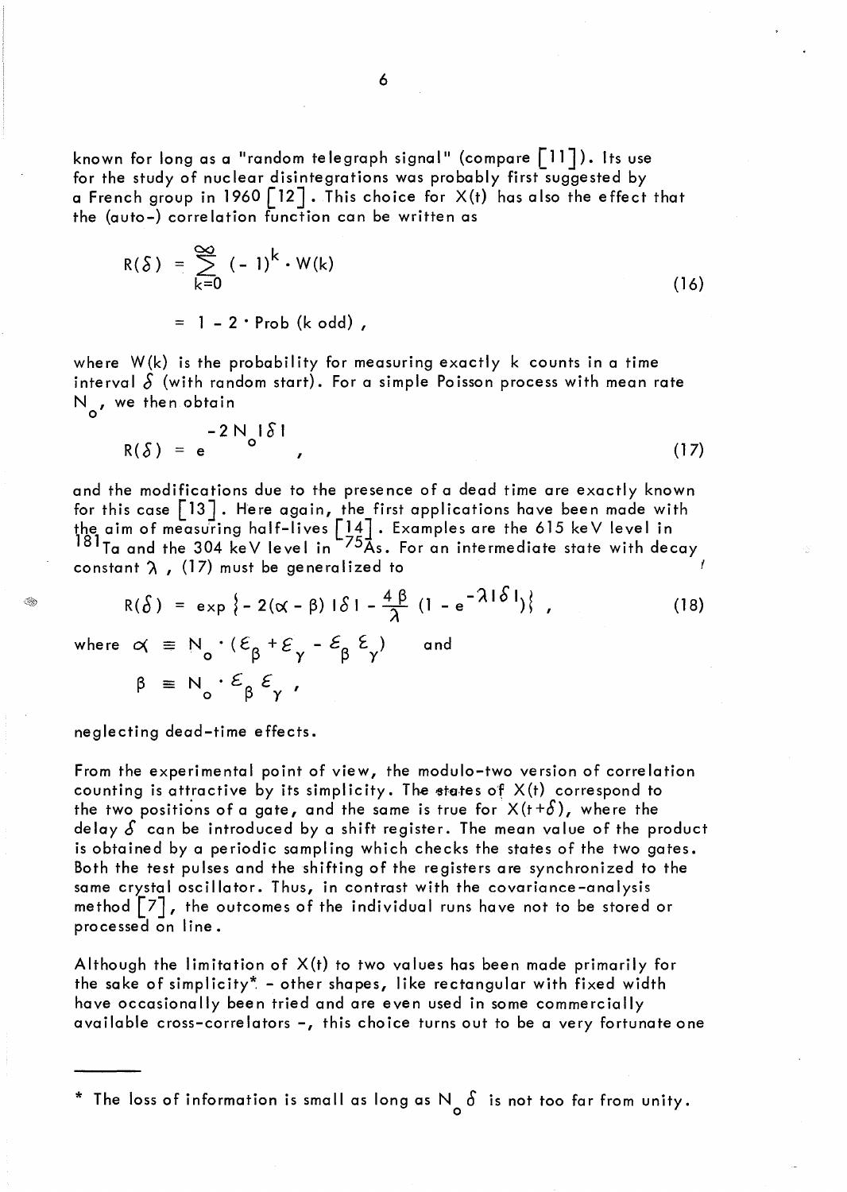known for long as a "random telegraph signal" (compare [11]). Its use for the study of nuclear disintegrations was probably first suggested by a French group in 1960 [12]. This choice for $X(t)$ has also the effect that the (auto-) correlation function can be written as

$$R(\delta) = \sum_{k=0}^{\infty} (-1)^k \cdot W(k) \tag{16}$$

$$= 1 - 2 \cdot \text{Prob}\ (k \text{ odd})\ ,$$

where $W(k)$ is the probability for measuring exactly $k$ counts in a time interval $\delta$ (with random start). For a simple Poisson process with mean rate $N_o$, we then obtain

$$R(\delta) = e^{-2N_o|\delta|}\ , \tag{17}$$

and the modifications due to the presence of a dead time are exactly known for this case [13]. Here again, the first applications have been made with the aim of measuring half-lives [14]. Examples are the 615 keV level in $^{181}$Ta and the 304 keV level in $^{75}$As. For an intermediate state with decay constant $\lambda$, (17) must be generalized to

$$R(\delta) = \exp\left\{-2(\alpha - \beta)|\delta| - \frac{4\beta}{\lambda}\left(1 - e^{-\lambda|\delta|}\right)\right\}\ , \tag{18}$$

where $\alpha \equiv N_o \cdot (\varepsilon_\beta + \varepsilon_\gamma - \varepsilon_\beta \varepsilon_\gamma)$ and

$\beta \equiv N_o \cdot \varepsilon_\beta \varepsilon_\gamma$ ,

neglecting dead-time effects.

From the experimental point of view, the modulo-two version of correlation counting is attractive by its simplicity. The states of $X(t)$ correspond to the two positions of a gate, and the same is true for $X(t+\delta)$, where the delay $\delta$ can be introduced by a shift register. The mean value of the product is obtained by a periodic sampling which checks the states of the two gates. Both the test pulses and the shifting of the registers are synchronized to the same crystal oscillator. Thus, in contrast with the covariance-analysis method [7], the outcomes of the individual runs have not to be stored or processed on line.

Although the limitation of $X(t)$ to two values has been made primarily for the sake of simplicity* - other shapes, like rectangular with fixed width have occasionally been tried and are even used in some commercially available cross-correlators -, this choice turns out to be a very fortunate one

---

* The loss of information is small as long as $N_o\,\delta$ is not too far from unity.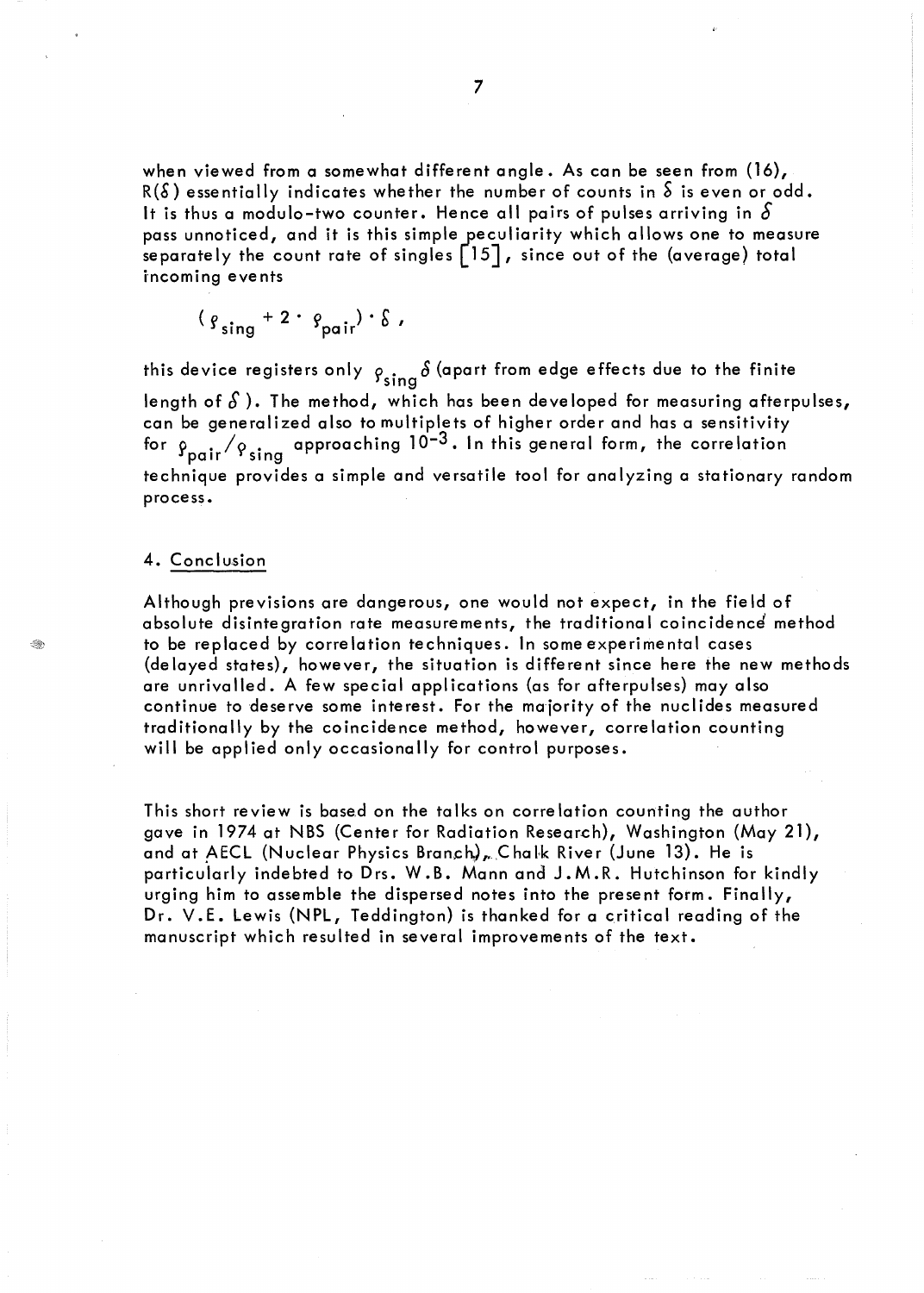when viewed from a somewhat different angle. As can be seen from (16), $R(\delta)$ essentially indicates whether the number of counts in $\delta$ is even or odd. It is thus a modulo-two counter. Hence all pairs of pulses arriving in $\delta$ pass unnoticed, and it is this simple peculiarity which allows one to measure separately the count rate of singles [15], since out of the (average) total incoming events

$$(\rho_{sing} + 2 \cdot \rho_{pair}) \cdot \delta ,$$

this device registers only $\rho_{sing}\,\delta$ (apart from edge effects due to the finite length of $\delta$). The method, which has been developed for measuring afterpulses, can be generalized also to multiplets of higher order and has a sensitivity for $\rho_{pair}/\rho_{sing}$ approaching $10^{-3}$. In this general form, the correlation technique provides a simple and versatile tool for analyzing a stationary random process.

## 4. Conclusion

Although previsions are dangerous, one would not expect, in the field of absolute disintegration rate measurements, the traditional coincidence method to be replaced by correlation techniques. In some experimental cases (delayed states), however, the situation is different since here the new methods are unrivalled. A few special applications (as for afterpulses) may also continue to deserve some interest. For the majority of the nuclides measured traditionally by the coincidence method, however, correlation counting will be applied only occasionally for control purposes.

This short review is based on the talks on correlation counting the author gave in 1974 at NBS (Center for Radiation Research), Washington (May 21), and at AECL (Nuclear Physics Branch), Chalk River (June 13). He is particularly indebted to Drs. W.B. Mann and J.M.R. Hutchinson for kindly urging him to assemble the dispersed notes into the present form. Finally, Dr. V.E. Lewis (NPL, Teddington) is thanked for a critical reading of the manuscript which resulted in several improvements of the text.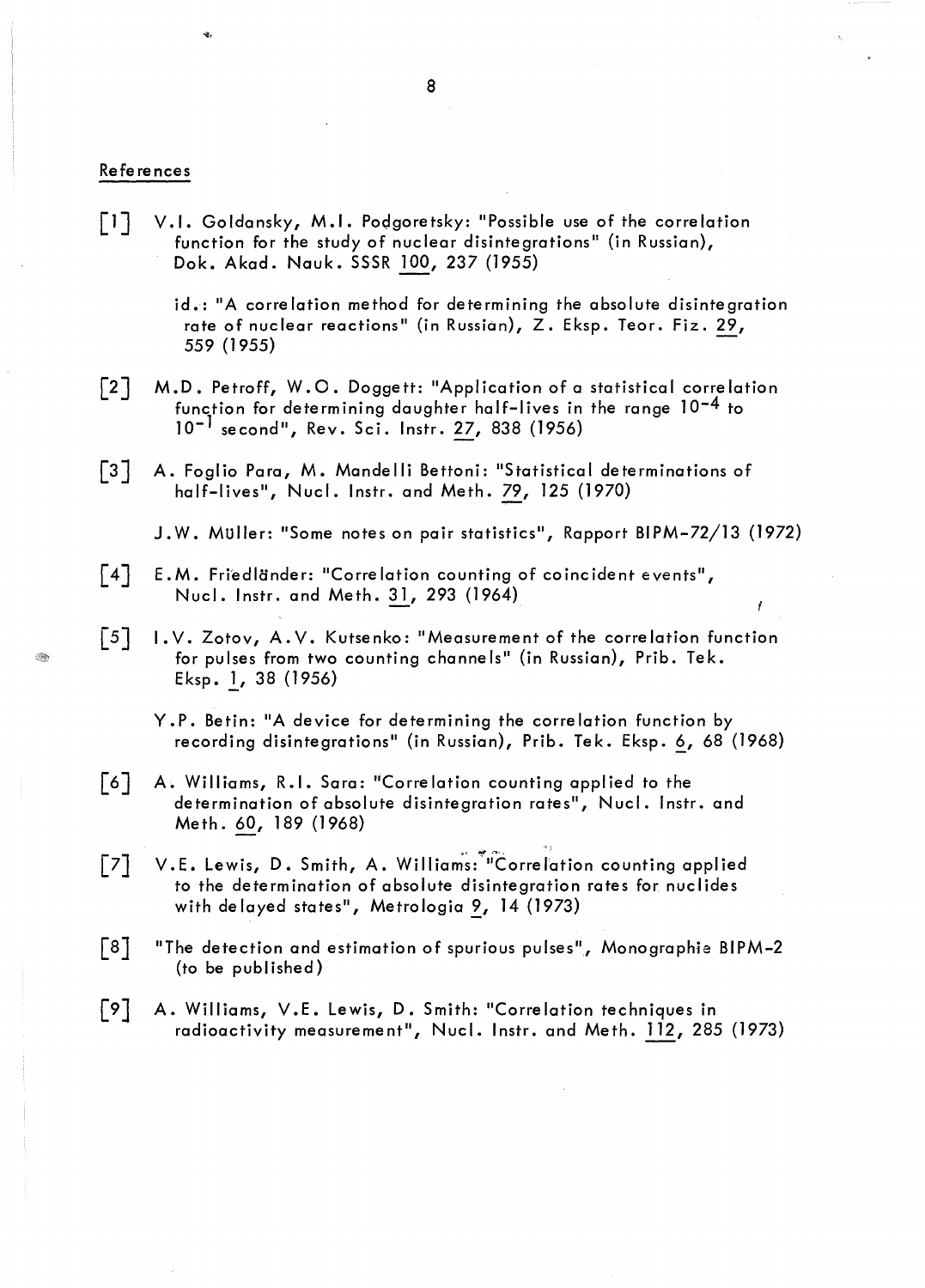## References

[1] V.I. Goldansky, M.I. Podgoretsky: "Possible use of the correlation function for the study of nuclear disintegrations" (in Russian), Dok. Akad. Nauk. SSSR 100, 237 (1955)

id.: "A correlation method for determining the absolute disintegration rate of nuclear reactions" (in Russian), Z. Eksp. Teor. Fiz. 29, 559 (1955)

[2] M.D. Petroff, W.O. Doggett: "Application of a statistical correlation function for determining daughter half-lives in the range $10^{-4}$ to $10^{-1}$ second", Rev. Sci. Instr. 27, 838 (1956)

[3] A. Foglio Para, M. Mandelli Bettoni: "Statistical determinations of half-lives", Nucl. Instr. and Meth. 79, 125 (1970)

J.W. Müller: "Some notes on pair statistics", Rapport BIPM-72/13 (1972)

[4] E.M. Friedländer: "Correlation counting of coincident events", Nucl. Instr. and Meth. 31, 293 (1964)

[5] I.V. Zotov, A.V. Kutsenko: "Measurement of the correlation function for pulses from two counting channels" (in Russian), Prib. Tek. Eksp. 1, 38 (1956)

Y.P. Betin: "A device for determining the correlation function by recording disintegrations" (in Russian), Prib. Tek. Eksp. 6, 68 (1968)

[6] A. Williams, R.I. Sara: "Correlation counting applied to the determination of absolute disintegration rates", Nucl. Instr. and Meth. 60, 189 (1968)

[7] V.E. Lewis, D. Smith, A. Williams: "Correlation counting applied to the determination of absolute disintegration rates for nuclides with delayed states", Metrologia 9, 14 (1973)

[8] "The detection and estimation of spurious pulses", Monographie BIPM-2 (to be published)

[9] A. Williams, V.E. Lewis, D. Smith: "Correlation techniques in radioactivity measurement", Nucl. Instr. and Meth. 112, 285 (1973)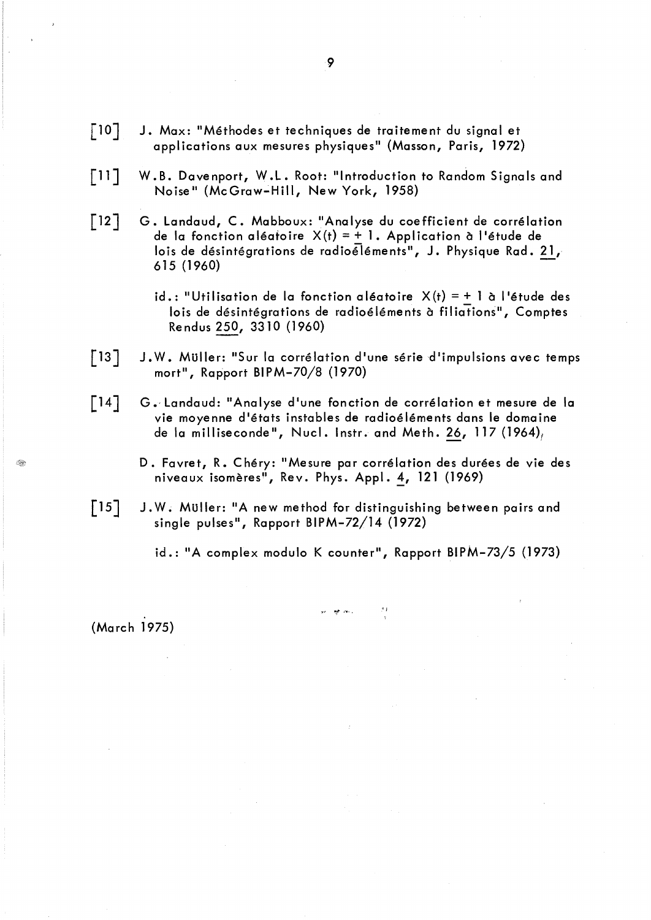[10] J. Max: "Méthodes et techniques de traitement du signal et applications aux mesures physiques" (Masson, Paris, 1972)

[11] W.B. Davenport, W.L. Root: "Introduction to Random Signals and Noise" (McGraw-Hill, New York, 1958)

[12] G. Landaud, C. Mabboux: "Analyse du coefficient de corrélation de la fonction aléatoire $X(t) = \pm 1$. Application à l'étude de lois de désintégrations de radioéléments", J. Physique Rad. 21, 615 (1960)

id.: "Utilisation de la fonction aléatoire $X(t) = \pm 1$ à l'étude des lois de désintégrations de radioéléments à filiations", Comptes Rendus 250, 3310 (1960)

[13] J.W. Müller: "Sur la corrélation d'une série d'impulsions avec temps mort", Rapport BIPM-70/8 (1970)

[14] G. Landaud: "Analyse d'une fonction de corrélation et mesure de la vie moyenne d'états instables de radioéléments dans le domaine de la milliseconde", Nucl. Instr. and Meth. 26, 117 (1964),

D. Favret, R. Chéry: "Mesure par corrélation des durées de vie des niveaux isomères", Rev. Phys. Appl. 4, 121 (1969)

[15] J.W. Müller: "A new method for distinguishing between pairs and single pulses", Rapport BIPM-72/14 (1972)

id.: "A complex modulo K counter", Rapport BIPM-73/5 (1973)

(March 1975)